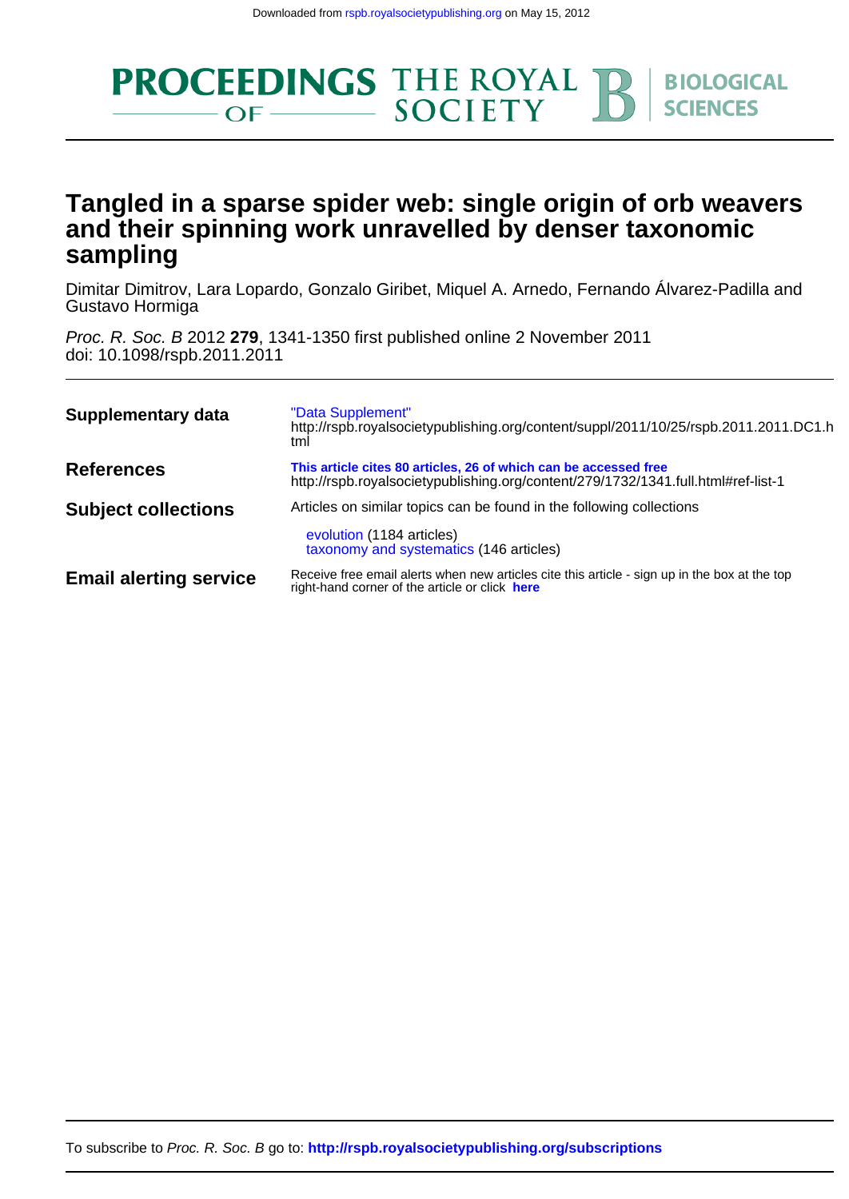Downloaded from rspb.royalsocietypublishing.org on May 15, 2012

PROCEEDINGS OF THE ROYAL SOCIETY B BIOLOGICAL SCIENCES

# Tangled in a sparse spider web: single origin of orb weavers and their spinning work unravelled by denser taxonomic sampling

Dimitar Dimitrov, Lara Lopardo, Gonzalo Giribet, Miquel A. Arnedo, Fernando Álvarez-Padilla and Gustavo Hormiga

*Proc. R. Soc. B* 2012 **279**, 1341-1350 first published online 2 November 2011
doi: 10.1098/rspb.2011.2011

| | |
|---|---|
| **Supplementary data** | "Data Supplement" http://rspb.royalsocietypublishing.org/content/suppl/2011/10/25/rspb.2011.2011.DC1.html |
| **References** | **This article cites 80 articles, 26 of which can be accessed free** http://rspb.royalsocietypublishing.org/content/279/1732/1341.full.html#ref-list-1 |
| **Subject collections** | Articles on similar topics can be found in the following collections<br>evolution (1184 articles)<br>taxonomy and systematics (146 articles) |
| **Email alerting service** | Receive free email alerts when new articles cite this article - sign up in the box at the top right-hand corner of the article or click **here** |

To subscribe to *Proc. R. Soc. B* go to: **http://rspb.royalsocietypublishing.org/subscriptions**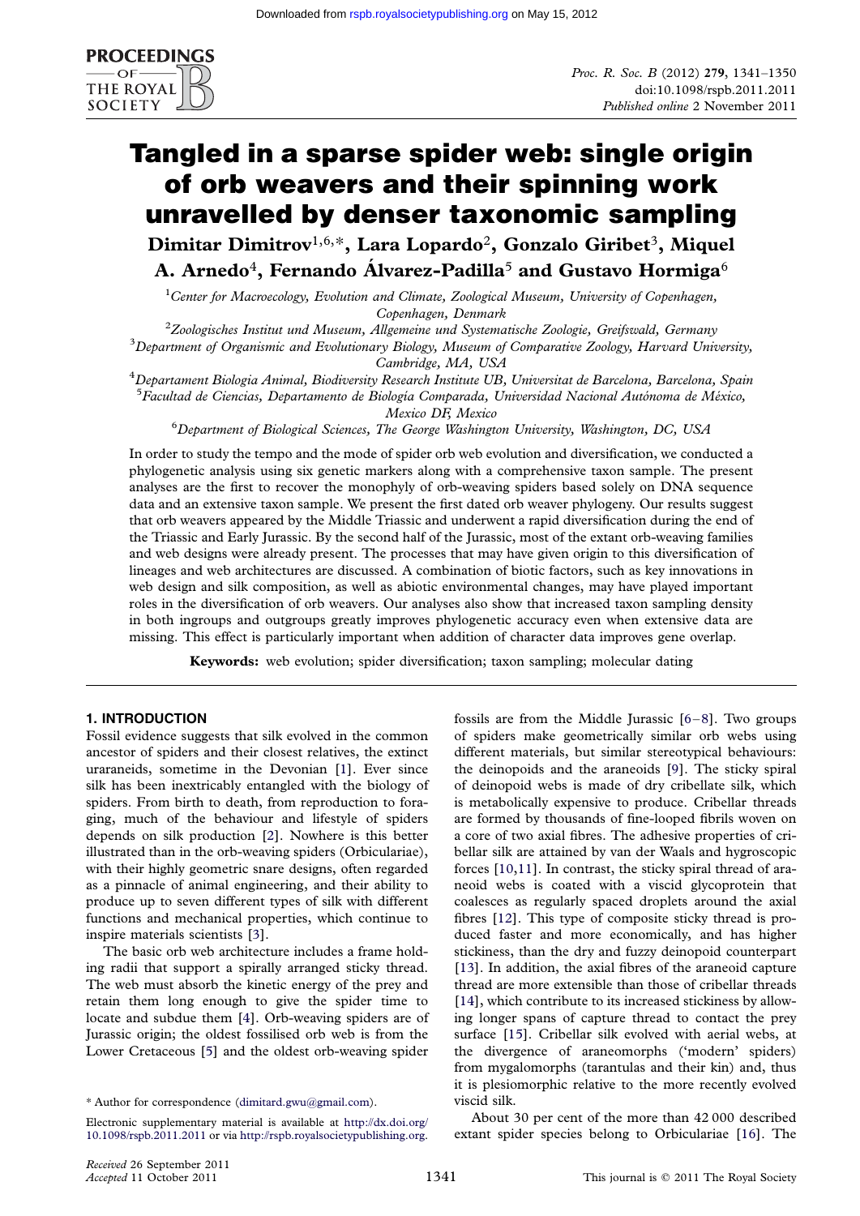# Tangled in a sparse spider web: single origin of orb weavers and their spinning work unravelled by denser taxonomic sampling

**Dimitar Dimitrov[1,6,*], Lara Lopardo[2], Gonzalo Giribet[3], Miquel A. Arnedo[4], Fernando Álvarez-Padilla[5] and Gustavo Hormiga[6]**

[1]*Center for Macroecology, Evolution and Climate, Zoological Museum, University of Copenhagen, Copenhagen, Denmark*

[2]*Zoologisches Institut und Museum, Allgemeine und Systematische Zoologie, Greifswald, Germany*

[3]*Department of Organismic and Evolutionary Biology, Museum of Comparative Zoology, Harvard University, Cambridge, MA, USA*

[4]*Departament Biologia Animal, Biodiversity Research Institute UB, Universitat de Barcelona, Barcelona, Spain*

[5]*Facultad de Ciencias, Departamento de Biología Comparada, Universidad Nacional Autónoma de México, Mexico DF, Mexico*

[6]*Department of Biological Sciences, The George Washington University, Washington, DC, USA*

In order to study the tempo and the mode of spider orb web evolution and diversification, we conducted a phylogenetic analysis using six genetic markers along with a comprehensive taxon sample. The present analyses are the first to recover the monophyly of orb-weaving spiders based solely on DNA sequence data and an extensive taxon sample. We present the first dated orb weaver phylogeny. Our results suggest that orb weavers appeared by the Middle Triassic and underwent a rapid diversification during the end of the Triassic and Early Jurassic. By the second half of the Jurassic, most of the extant orb-weaving families and web designs were already present. The processes that may have given origin to this diversification of lineages and web architectures are discussed. A combination of biotic factors, such as key innovations in web design and silk composition, as well as abiotic environmental changes, may have played important roles in the diversification of orb weavers. Our analyses also show that increased taxon sampling density in both ingroups and outgroups greatly improves phylogenetic accuracy even when extensive data are missing. This effect is particularly important when addition of character data improves gene overlap.

**Keywords:** web evolution; spider diversification; taxon sampling; molecular dating

## 1. INTRODUCTION

Fossil evidence suggests that silk evolved in the common ancestor of spiders and their closest relatives, the extinct uraraneids, sometime in the Devonian [1]. Ever since silk has been inextricably entangled with the biology of spiders. From birth to death, from reproduction to foraging, much of the behaviour and lifestyle of spiders depends on silk production [2]. Nowhere is this better illustrated than in the orb-weaving spiders (Orbiculariae), with their highly geometric snare designs, often regarded as a pinnacle of animal engineering, and their ability to produce up to seven different types of silk with different functions and mechanical properties, which continue to inspire materials scientists [3].

The basic orb web architecture includes a frame holding radii that support a spirally arranged sticky thread. The web must absorb the kinetic energy of the prey and retain them long enough to give the spider time to locate and subdue them [4]. Orb-weaving spiders are of Jurassic origin; the oldest fossilised orb web is from the Lower Cretaceous [5] and the oldest orb-weaving spider fossils are from the Middle Jurassic [6–8]. Two groups of spiders make geometrically similar orb webs using different materials, but similar stereotypical behaviours: the deinopoids and the araneoids [9]. The sticky spiral of deinopoid webs is made of dry cribellate silk, which is metabolically expensive to produce. Cribellar threads are formed by thousands of fine-looped fibrils woven on a core of two axial fibres. The adhesive properties of cribellar silk are attained by van der Waals and hygroscopic forces [10,11]. In contrast, the sticky spiral thread of araneoid webs is coated with a viscid glycoprotein that coalesces as regularly spaced droplets around the axial fibres [12]. This type of composite sticky thread is produced faster and more economically, and has higher stickiness, than the dry and fuzzy deinopoid counterpart [13]. In addition, the axial fibres of the araneoid capture thread are more extensible than those of cribellar threads [14], which contribute to its increased stickiness by allowing longer spans of capture thread to contact the prey surface [15]. Cribellar silk evolved with aerial webs, at the divergence of araneomorphs ('modern' spiders) from mygalomorphs (tarantulas and their kin) and, thus it is plesiomorphic relative to the more recently evolved viscid silk.

About 30 per cent of the more than 42 000 described extant spider species belong to Orbiculariae [16]. The

* Author for correspondence (dimitard.gwu@gmail.com).

Electronic supplementary material is available at http://dx.doi.org/10.1098/rspb.2011.2011 or via http://rspb.royalsocietypublishing.org.

*Received* 26 September 2011
*Accepted* 11 October 2011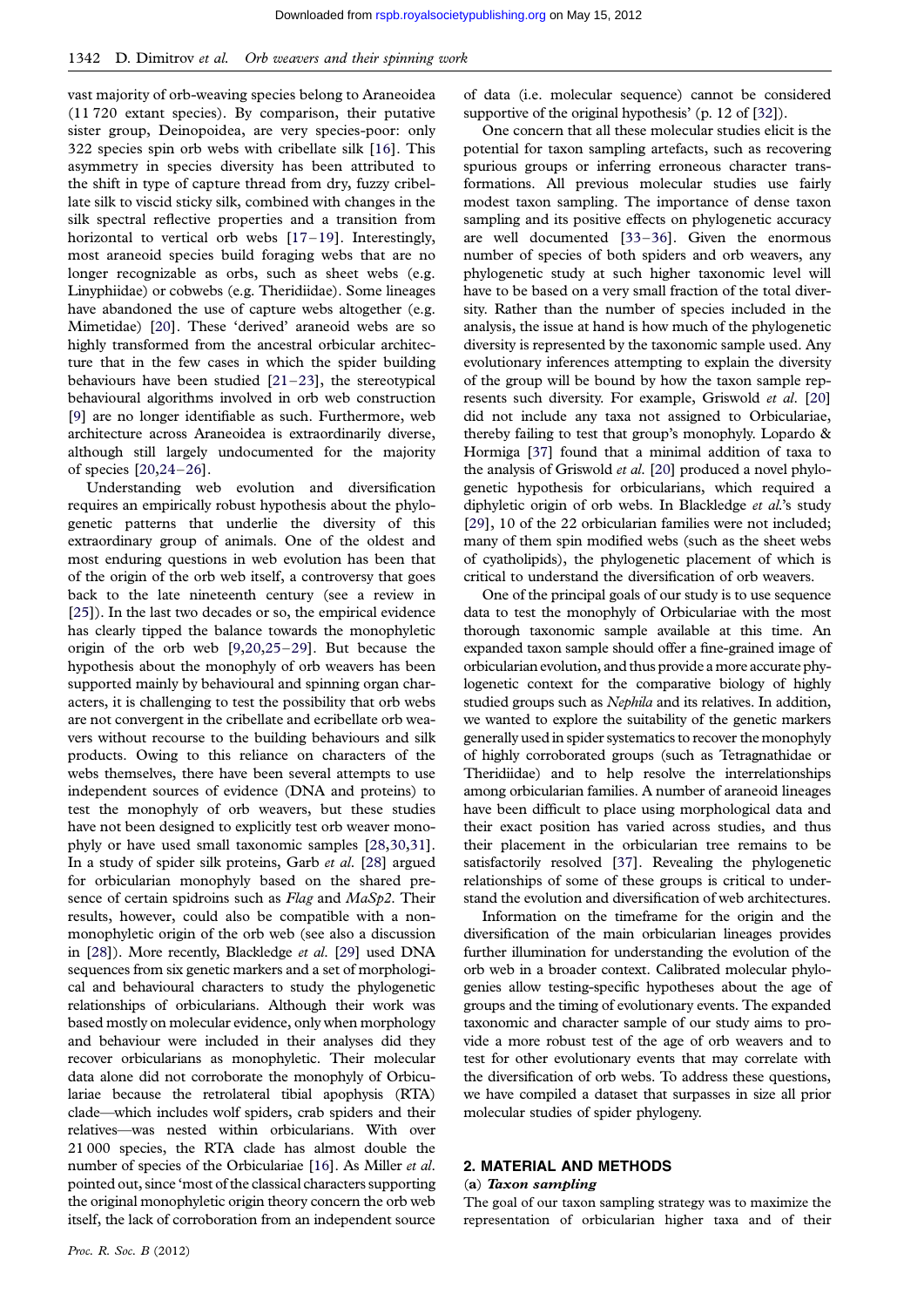vast majority of orb-weaving species belong to Araneoidea (11 720 extant species). By comparison, their putative sister group, Deinopoidea, are very species-poor: only 322 species spin orb webs with cribellate silk [16]. This asymmetry in species diversity has been attributed to the shift in type of capture thread from dry, fuzzy cribellate silk to viscid sticky silk, combined with changes in the silk spectral reflective properties and a transition from horizontal to vertical orb webs [17–19]. Interestingly, most araneoid species build foraging webs that are no longer recognizable as orbs, such as sheet webs (e.g. Linyphiidae) or cobwebs (e.g. Theridiidae). Some lineages have abandoned the use of capture webs altogether (e.g. Mimetidae) [20]. These 'derived' araneoid webs are so highly transformed from the ancestral orbicular architecture that in the few cases in which the spider building behaviours have been studied [21–23], the stereotypical behavioural algorithms involved in orb web construction [9] are no longer identifiable as such. Furthermore, web architecture across Araneoidea is extraordinarily diverse, although still largely undocumented for the majority of species [20,24–26].

Understanding web evolution and diversification requires an empirically robust hypothesis about the phylogenetic patterns that underlie the diversity of this extraordinary group of animals. One of the oldest and most enduring questions in web evolution has been that of the origin of the orb web itself, a controversy that goes back to the late nineteenth century (see a review in [25]). In the last two decades or so, the empirical evidence has clearly tipped the balance towards the monophyletic origin of the orb web [9,20,25–29]. But because the hypothesis about the monophyly of orb weavers has been supported mainly by behavioural and spinning organ characters, it is challenging to test the possibility that orb webs are not convergent in the cribellate and ecribellate orb weavers without recourse to the building behaviours and silk products. Owing to this reliance on characters of the webs themselves, there have been several attempts to use independent sources of evidence (DNA and proteins) to test the monophyly of orb weavers, but these studies have not been designed to explicitly test orb weaver monophyly or have used small taxonomic samples [28,30,31]. In a study of spider silk proteins, Garb *et al.* [28] argued for orbicularian monophyly based on the shared presence of certain spidroins such as *Flag* and *MaSp2*. Their results, however, could also be compatible with a non-monophyletic origin of the orb web (see also a discussion in [28]). More recently, Blackledge *et al.* [29] used DNA sequences from six genetic markers and a set of morphological and behavioural characters to study the phylogenetic relationships of orbicularians. Although their work was based mostly on molecular evidence, only when morphology and behaviour were included in their analyses did they recover orbicularians as monophyletic. Their molecular data alone did not corroborate the monophyly of Orbiculariae because the retrolateral tibial apophysis (RTA) clade—which includes wolf spiders, crab spiders and their relatives—was nested within orbicularians. With over 21 000 species, the RTA clade has almost double the number of species of the Orbiculariae [16]. As Miller *et al.* pointed out, since 'most of the classical characters supporting the original monophyletic origin theory concern the orb web itself, the lack of corroboration from an independent source of data (i.e. molecular sequence) cannot be considered supportive of the original hypothesis' (p. 12 of [32]).

One concern that all these molecular studies elicit is the potential for taxon sampling artefacts, such as recovering spurious groups or inferring erroneous character transformations. All previous molecular studies use fairly modest taxon sampling. The importance of dense taxon sampling and its positive effects on phylogenetic accuracy are well documented [33–36]. Given the enormous number of species of both spiders and orb weavers, any phylogenetic study at such higher taxonomic level will have to be based on a very small fraction of the total diversity. Rather than the number of species included in the analysis, the issue at hand is how much of the phylogenetic diversity is represented by the taxonomic sample used. Any evolutionary inferences attempting to explain the diversity of the group will be bound by how the taxon sample represents such diversity. For example, Griswold *et al.* [20] did not include any taxa not assigned to Orbiculariae, thereby failing to test that group's monophyly. Lopardo & Hormiga [37] found that a minimal addition of taxa to the analysis of Griswold *et al.* [20] produced a novel phylogenetic hypothesis for orbicularians, which required a diphyletic origin of orb webs. In Blackledge *et al.*'s study [29], 10 of the 22 orbicularian families were not included; many of them spin modified webs (such as the sheet webs of cyatholipids), the phylogenetic placement of which is critical to understand the diversification of orb weavers.

One of the principal goals of our study is to use sequence data to test the monophyly of Orbiculariae with the most thorough taxonomic sample available at this time. An expanded taxon sample should offer a fine-grained image of orbicularian evolution, and thus provide a more accurate phylogenetic context for the comparative biology of highly studied groups such as *Nephila* and its relatives. In addition, we wanted to explore the suitability of the genetic markers generally used in spider systematics to recover the monophyly of highly corroborated groups (such as Tetragnathidae or Theridiidae) and to help resolve the interrelationships among orbicularian families. A number of araneoid lineages have been difficult to place using morphological data and their exact position has varied across studies, and thus their placement in the orbicularian tree remains to be satisfactorily resolved [37]. Revealing the phylogenetic relationships of some of these groups is critical to understand the evolution and diversification of web architectures.

Information on the timeframe for the origin and the diversification of the main orbicularian lineages provides further illumination for understanding the evolution of the orb web in a broader context. Calibrated molecular phylogenies allow testing-specific hypotheses about the age of groups and the timing of evolutionary events. The expanded taxonomic and character sample of our study aims to provide a more robust test of the age of orb weavers and to test for other evolutionary events that may correlate with the diversification of orb webs. To address these questions, we have compiled a dataset that surpasses in size all prior molecular studies of spider phylogeny.

## 2. MATERIAL AND METHODS

### (a) *Taxon sampling*

The goal of our taxon sampling strategy was to maximize the representation of orbicularian higher taxa and of their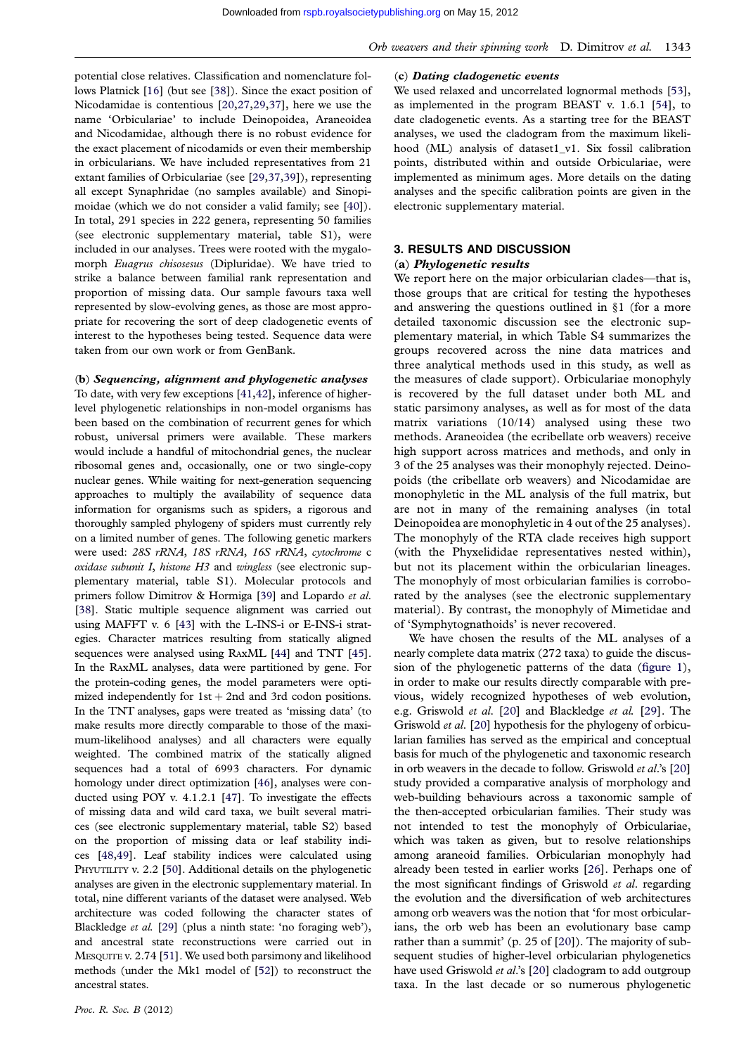potential close relatives. Classification and nomenclature follows Platnick [16] (but see [38]). Since the exact position of Nicodamidae is contentious [20,27,29,37], here we use the name 'Orbiculariae' to include Deinopoidea, Araneoidea and Nicodamidae, although there is no robust evidence for the exact placement of nicodamids or even their membership in orbicularians. We have included representatives from 21 extant families of Orbiculariae (see [29,37,39]), representing all except Synaphridae (no samples available) and Sinopimoidae (which we do not consider a valid family; see [40]). In total, 291 species in 222 genera, representing 50 families (see electronic supplementary material, table S1), were included in our analyses. Trees were rooted with the mygalomorph *Euagrus chisosesus* (Dipluridae). We have tried to strike a balance between familial rank representation and proportion of missing data. Our sample favours taxa well represented by slow-evolving genes, as those are most appropriate for recovering the sort of deep cladogenetic events of interest to the hypotheses being tested. Sequence data were taken from our own work or from GenBank.

### (b) *Sequencing, alignment and phylogenetic analyses*

To date, with very few exceptions [41,42], inference of higher-level phylogenetic relationships in non-model organisms has been based on the combination of recurrent genes for which robust, universal primers were available. These markers would include a handful of mitochondrial genes, the nuclear ribosomal genes and, occasionally, one or two single-copy nuclear genes. While waiting for next-generation sequencing approaches to multiply the availability of sequence data information for organisms such as spiders, a rigorous and thoroughly sampled phylogeny of spiders must currently rely on a limited number of genes. The following genetic markers were used: *28S rRNA*, *18S rRNA*, *16S rRNA*, *cytochrome* c *oxidase subunit I*, *histone H3* and *wingless* (see electronic supplementary material, table S1). Molecular protocols and primers follow Dimitrov & Hormiga [39] and Lopardo *et al.* [38]. Static multiple sequence alignment was carried out using MAFFT v. 6 [43] with the L-INS-i or E-INS-i strategies. Character matrices resulting from statically aligned sequences were analysed using RAxML [44] and TNT [45]. In the RAxML analyses, data were partitioned by gene. For the protein-coding genes, the model parameters were optimized independently for 1st + 2nd and 3rd codon positions. In the TNT analyses, gaps were treated as 'missing data' (to make results more directly comparable to those of the maximum-likelihood analyses) and all characters were equally weighted. The combined matrix of the statically aligned sequences had a total of 6993 characters. For dynamic homology under direct optimization [46], analyses were conducted using POY v. 4.1.2.1 [47]. To investigate the effects of missing data and wild card taxa, we built several matrices (see electronic supplementary material, table S2) based on the proportion of missing data or leaf stability indices [48,49]. Leaf stability indices were calculated using PHYUTILITY v. 2.2 [50]. Additional details on the phylogenetic analyses are given in the electronic supplementary material. In total, nine different variants of the dataset were analysed. Web architecture was coded following the character states of Blackledge *et al.* [29] (plus a ninth state: 'no foraging web'), and ancestral state reconstructions were carried out in MESQUITE v. 2.74 [51]. We used both parsimony and likelihood methods (under the Mk1 model of [52]) to reconstruct the ancestral states.

### (c) *Dating cladogenetic events*

We used relaxed and uncorrelated lognormal methods [53], as implemented in the program BEAST v. 1.6.1 [54], to date cladogenetic events. As a starting tree for the BEAST analyses, we used the cladogram from the maximum likelihood (ML) analysis of dataset1_v1. Six fossil calibration points, distributed within and outside Orbiculariae, were implemented as minimum ages. More details on the dating analyses and the specific calibration points are given in the electronic supplementary material.

## 3. RESULTS AND DISCUSSION

### (a) *Phylogenetic results*

We report here on the major orbicularian clades—that is, those groups that are critical for testing the hypotheses and answering the questions outlined in §1 (for a more detailed taxonomic discussion see the electronic supplementary material, in which Table S4 summarizes the groups recovered across the nine data matrices and three analytical methods used in this study, as well as the measures of clade support). Orbiculariae monophyly is recovered by the full dataset under both ML and static parsimony analyses, as well as for most of the data matrix variations (10/14) analysed using these two methods. Araneoidea (the ecribellate orb weavers) receive high support across matrices and methods, and only in 3 of the 25 analyses was their monophyly rejected. Deinopoids (the cribellate orb weavers) and Nicodamidae are monophyletic in the ML analysis of the full matrix, but are not in many of the remaining analyses (in total Deinopoidea are monophyletic in 4 out of the 25 analyses). The monophyly of the RTA clade receives high support (with the Phyxelididae representatives nested within), but not its placement within the orbicularian lineages. The monophyly of most orbicularian families is corroborated by the analyses (see the electronic supplementary material). By contrast, the monophyly of Mimetidae and of 'Symphytognathoids' is never recovered.

We have chosen the results of the ML analyses of a nearly complete data matrix (272 taxa) to guide the discussion of the phylogenetic patterns of the data (figure 1), in order to make our results directly comparable with previous, widely recognized hypotheses of web evolution, e.g. Griswold *et al.* [20] and Blackledge *et al.* [29]. The Griswold *et al.* [20] hypothesis for the phylogeny of orbicularian families has served as the empirical and conceptual basis for much of the phylogenetic and taxonomic research in orb weavers in the decade to follow. Griswold *et al.*'s [20] study provided a comparative analysis of morphology and web-building behaviours across a taxonomic sample of the then-accepted orbicularian families. Their study was not intended to test the monophyly of Orbiculariae, which was taken as given, but to resolve relationships among araneoid families. Orbicularian monophyly had already been tested in earlier works [26]. Perhaps one of the most significant findings of Griswold *et al.* regarding the evolution and the diversification of web architectures among orb weavers was the notion that 'for most orbicularians, the orb web has been an evolutionary base camp rather than a summit' (p. 25 of [20]). The majority of subsequent studies of higher-level orbicularian phylogenetics have used Griswold *et al.*'s [20] cladogram to add outgroup taxa. In the last decade or so numerous phylogenetic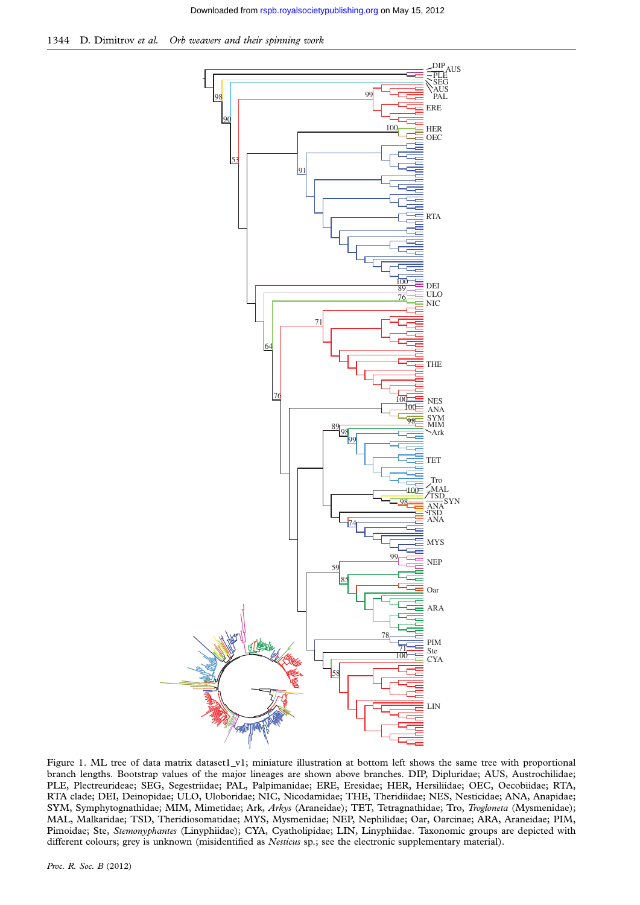Figure 1. ML tree of data matrix dataset1_v1; miniature illustration at bottom left shows the same tree with proportional branch lengths. Bootstrap values of the major lineages are shown above branches. DIP, Dipluridae; AUS, Austrochilidae; PLE, Plectreurideae; SEG, Segestriidae; PAL, Palpimanidae; ERE, Eresidae; HER, Hersiliidae; OEC, Oecobiidae; RTA, RTA clade; DEI, Deinopidae; ULO, Uloboridae; NIC, Nicodamidae; THE, Theridiidae; NES, Nesticidae; ANA, Anapidae; SYM, Symphytognathidae; MIM, Mimetidae; Ark, *Arkys* (Araneidae); TET, Tetragnathidae; Tro, *Trogloneta* (Mysmenidae); MAL, Malkaridae; TSD, Theridiosomatidae; MYS, Mysmenidae; NEP, Nephilidae; Oar, Oarcinae; ARA, Araneidae; PIM, Pimoidae; Ste, *Stemonyphantes* (Linyphiidae); CYA, Cyatholipidae; LIN, Linyphiidae. Taxonomic groups are depicted with different colours; grey is unknown (misidentified as *Nesticus* sp.; see the electronic supplementary material).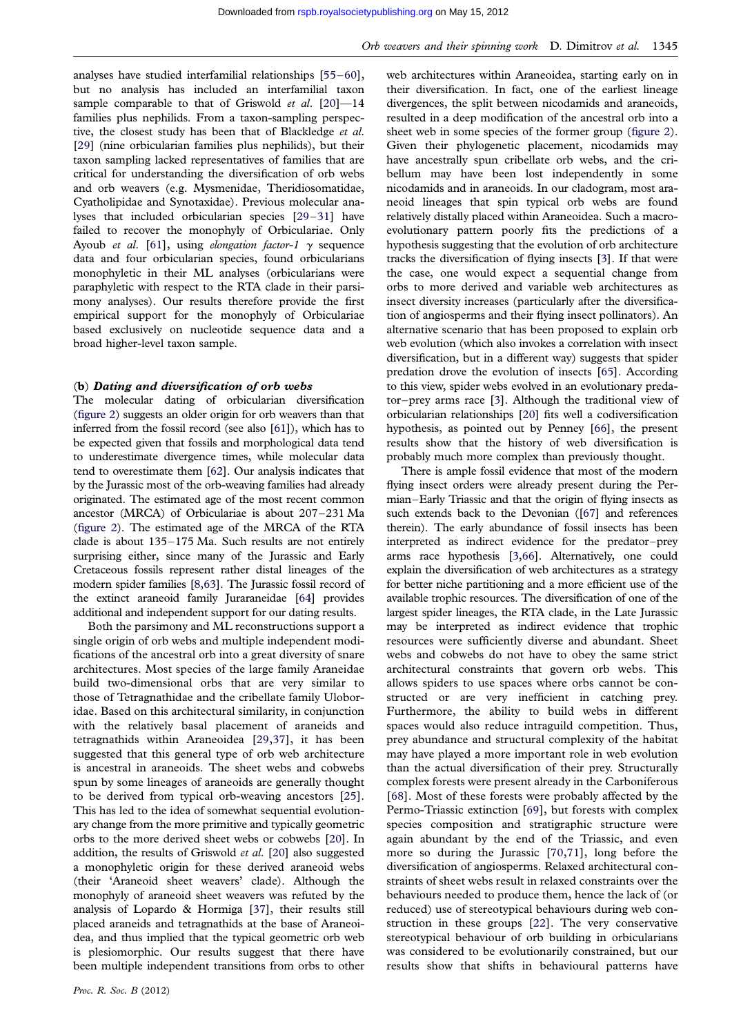analyses have studied interfamilial relationships [55–60], but no analysis has included an interfamilial taxon sample comparable to that of Griswold *et al.* [20]—14 families plus nephilids. From a taxon-sampling perspective, the closest study has been that of Blackledge *et al.* [29] (nine orbicularian families plus nephilids), but their taxon sampling lacked representatives of families that are critical for understanding the diversification of orb webs and orb weavers (e.g. Mysmenidae, Theridiosomatidae, Cyatholipidae and Synotaxidae). Previous molecular analyses that included orbicularian species [29–31] have failed to recover the monophyly of Orbiculariae. Only Ayoub *et al.* [61], using *elongation factor-1 γ* sequence data and four orbicularian species, found orbicularians monophyletic in their ML analyses (orbicularians were paraphyletic with respect to the RTA clade in their parsimony analyses). Our results therefore provide the first empirical support for the monophyly of Orbiculariae based exclusively on nucleotide sequence data and a broad higher-level taxon sample.

### (b) *Dating and diversification of orb webs*

The molecular dating of orbicularian diversification (figure 2) suggests an older origin for orb weavers than that inferred from the fossil record (see also [61]), which has to be expected given that fossils and morphological data tend to underestimate divergence times, while molecular data tend to overestimate them [62]. Our analysis indicates that by the Jurassic most of the orb-weaving families had already originated. The estimated age of the most recent common ancestor (MRCA) of Orbiculariae is about 207–231 Ma (figure 2). The estimated age of the MRCA of the RTA clade is about 135–175 Ma. Such results are not entirely surprising either, since many of the Jurassic and Early Cretaceous fossils represent rather distal lineages of the modern spider families [8,63]. The Jurassic fossil record of the extinct araneoid family Juraraneidae [64] provides additional and independent support for our dating results.

Both the parsimony and ML reconstructions support a single origin of orb webs and multiple independent modifications of the ancestral orb into a great diversity of snare architectures. Most species of the large family Araneidae build two-dimensional orbs that are very similar to those of Tetragnathidae and the cribellate family Uloboridae. Based on this architectural similarity, in conjunction with the relatively basal placement of araneids and tetragnathids within Araneoidea [29,37], it has been suggested that this general type of orb web architecture is ancestral in araneoids. The sheet webs and cobwebs spun by some lineages of araneoids are generally thought to be derived from typical orb-weaving ancestors [25]. This has led to the idea of somewhat sequential evolutionary change from the more primitive and typically geometric orbs to the more derived sheet webs or cobwebs [20]. In addition, the results of Griswold *et al.* [20] also suggested a monophyletic origin for these derived araneoid webs (their 'Araneoid sheet weavers' clade). Although the monophyly of araneoid sheet weavers was refuted by the analysis of Lopardo & Hormiga [37], their results still placed araneids and tetragnathids at the base of Araneoidea, and thus implied that the typical geometric orb web is plesiomorphic. Our results suggest that there have been multiple independent transitions from orbs to other web architectures within Araneoidea, starting early on in their diversification. In fact, one of the earliest lineage divergences, the split between nicodamids and araneoids, resulted in a deep modification of the ancestral orb into a sheet web in some species of the former group (figure 2). Given their phylogenetic placement, nicodamids may have ancestrally spun cribellate orb webs, and the cribellum may have been lost independently in some nicodamids and in araneoids. In our cladogram, most araneoid lineages that spin typical orb webs are found relatively distally placed within Araneoidea. Such a macroevolutionary pattern poorly fits the predictions of a hypothesis suggesting that the evolution of orb architecture tracks the diversification of flying insects [3]. If that were the case, one would expect a sequential change from orbs to more derived and variable web architectures as insect diversity increases (particularly after the diversification of angiosperms and their flying insect pollinators). An alternative scenario that has been proposed to explain orb web evolution (which also invokes a correlation with insect diversification, but in a different way) suggests that spider predation drove the evolution of insects [65]. According to this view, spider webs evolved in an evolutionary predator–prey arms race [3]. Although the traditional view of orbicularian relationships [20] fits well a codiversification hypothesis, as pointed out by Penney [66], the present results show that the history of web diversification is probably much more complex than previously thought.

There is ample fossil evidence that most of the modern flying insect orders were already present during the Permian–Early Triassic and that the origin of flying insects as such extends back to the Devonian ([67] and references therein). The early abundance of fossil insects has been interpreted as indirect evidence for the predator–prey arms race hypothesis [3,66]. Alternatively, one could explain the diversification of web architectures as a strategy for better niche partitioning and a more efficient use of the available trophic resources. The diversification of one of the largest spider lineages, the RTA clade, in the Late Jurassic may be interpreted as indirect evidence that trophic resources were sufficiently diverse and abundant. Sheet webs and cobwebs do not have to obey the same strict architectural constraints that govern orb webs. This allows spiders to use spaces where orbs cannot be constructed or are very inefficient in catching prey. Furthermore, the ability to build webs in different spaces would also reduce intraguild competition. Thus, prey abundance and structural complexity of the habitat may have played a more important role in web evolution than the actual diversification of their prey. Structurally complex forests were present already in the Carboniferous [68]. Most of these forests were probably affected by the Permo-Triassic extinction [69], but forests with complex species composition and stratigraphic structure were again abundant by the end of the Triassic, and even more so during the Jurassic [70,71], long before the diversification of angiosperms. Relaxed architectural constraints of sheet webs result in relaxed constraints over the behaviours needed to produce them, hence the lack of (or reduced) use of stereotypical behaviours during web construction in these groups [22]. The very conservative stereotypical behaviour of orb building in orbicularians was considered to be evolutionarily constrained, but our results show that shifts in behavioural patterns have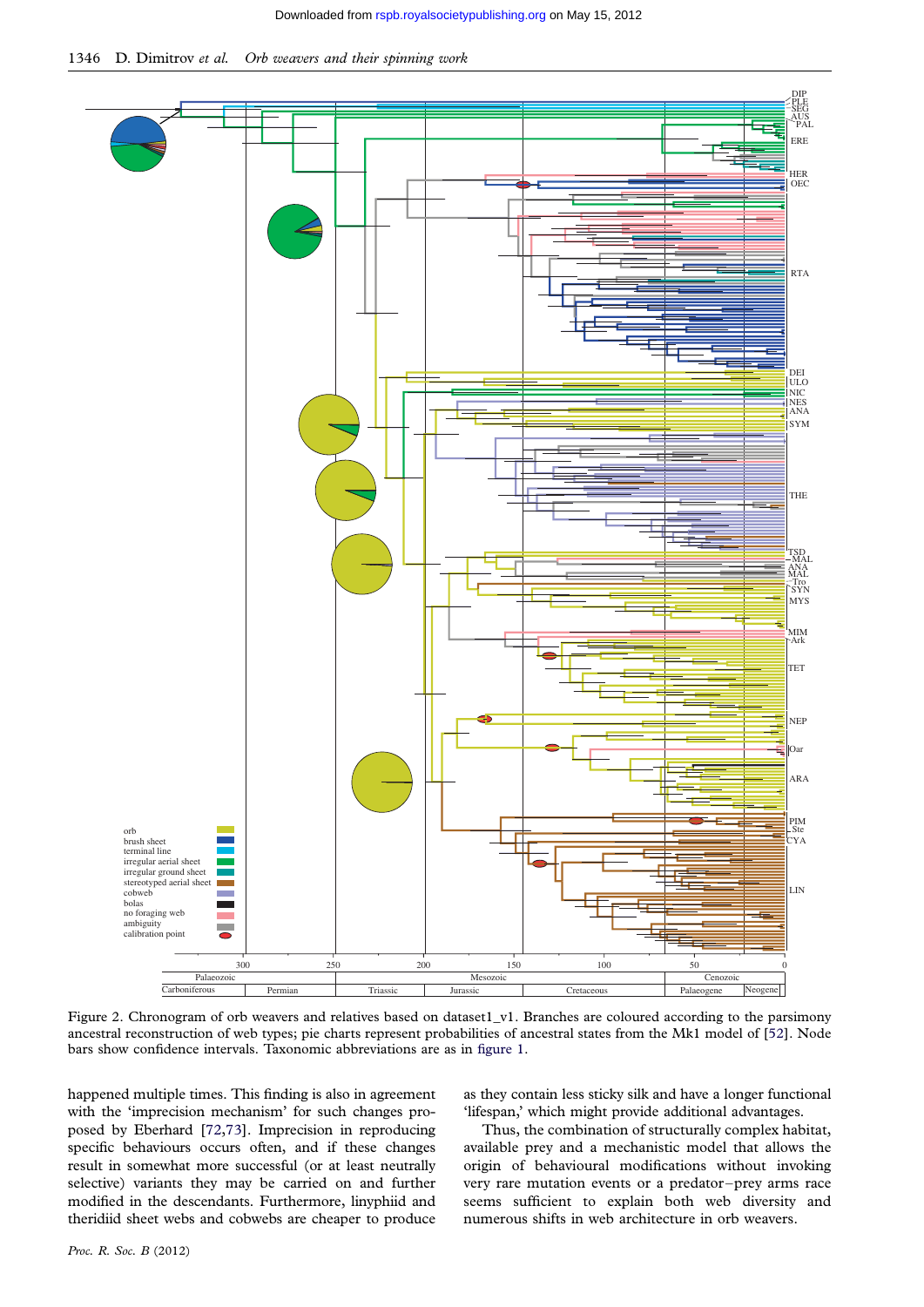Figure 2. Chronogram of orb weavers and relatives based on dataset1_v1. Branches are coloured according to the parsimony ancestral reconstruction of web types; pie charts represent probabilities of ancestral states from the Mk1 model of [52]. Node bars show confidence intervals. Taxonomic abbreviations are as in figure 1.

happened multiple times. This finding is also in agreement with the 'imprecision mechanism' for such changes proposed by Eberhard [72,73]. Imprecision in reproducing specific behaviours occurs often, and if these changes result in somewhat more successful (or at least neutrally selective) variants they may be carried on and further modified in the descendants. Furthermore, linyphiid and theridiid sheet webs and cobwebs are cheaper to produce as they contain less sticky silk and have a longer functional 'lifespan,' which might provide additional advantages.

Thus, the combination of structurally complex habitat, available prey and a mechanistic model that allows the origin of behavioural modifications without invoking very rare mutation events or a predator–prey arms race seems sufficient to explain both web diversity and numerous shifts in web architecture in orb weavers.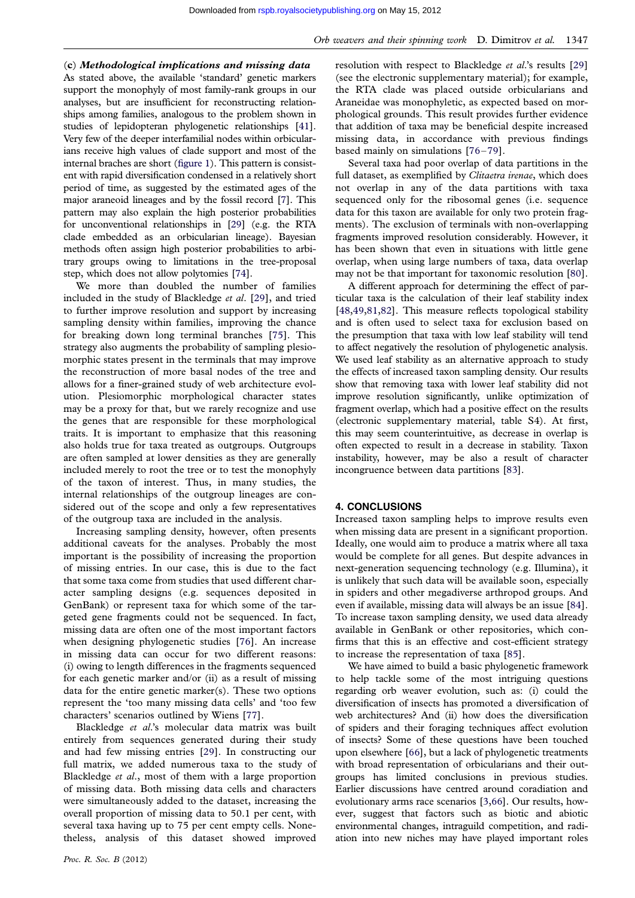### (c) *Methodological implications and missing data*

As stated above, the available 'standard' genetic markers support the monophyly of most family-rank groups in our analyses, but are insufficient for reconstructing relationships among families, analogous to the problem shown in studies of lepidopteran phylogenetic relationships [41]. Very few of the deeper interfamilial nodes within orbicularians receive high values of clade support and most of the internal braches are short (figure 1). This pattern is consistent with rapid diversification condensed in a relatively short period of time, as suggested by the estimated ages of the major araneoid lineages and by the fossil record [7]. This pattern may also explain the high posterior probabilities for unconventional relationships in [29] (e.g. the RTA clade embedded as an orbicularian lineage). Bayesian methods often assign high posterior probabilities to arbitrary groups owing to limitations in the tree-proposal step, which does not allow polytomies [74].

We more than doubled the number of families included in the study of Blackledge *et al.* [29], and tried to further improve resolution and support by increasing sampling density within families, improving the chance for breaking down long terminal branches [75]. This strategy also augments the probability of sampling plesiomorphic states present in the terminals that may improve the reconstruction of more basal nodes of the tree and allows for a finer-grained study of web architecture evolution. Plesiomorphic morphological character states may be a proxy for that, but we rarely recognize and use the genes that are responsible for these morphological traits. It is important to emphasize that this reasoning also holds true for taxa treated as outgroups. Outgroups are often sampled at lower densities as they are generally included merely to root the tree or to test the monophyly of the taxon of interest. Thus, in many studies, the internal relationships of the outgroup lineages are considered out of the scope and only a few representatives of the outgroup taxa are included in the analysis.

Increasing sampling density, however, often presents additional caveats for the analyses. Probably the most important is the possibility of increasing the proportion of missing entries. In our case, this is due to the fact that some taxa come from studies that used different character sampling designs (e.g. sequences deposited in GenBank) or represent taxa for which some of the targeted gene fragments could not be sequenced. In fact, missing data are often one of the most important factors when designing phylogenetic studies [76]. An increase in missing data can occur for two different reasons: (i) owing to length differences in the fragments sequenced for each genetic marker and/or (ii) as a result of missing data for the entire genetic marker(s). These two options represent the 'too many missing data cells' and 'too few characters' scenarios outlined by Wiens [77].

Blackledge *et al.*'s molecular data matrix was built entirely from sequences generated during their study and had few missing entries [29]. In constructing our full matrix, we added numerous taxa to the study of Blackledge *et al.*, most of them with a large proportion of missing data. Both missing data cells and characters were simultaneously added to the dataset, increasing the overall proportion of missing data to 50.1 per cent, with several taxa having up to 75 per cent empty cells. Nonetheless, analysis of this dataset showed improved resolution with respect to Blackledge *et al.*'s results [29] (see the electronic supplementary material); for example, the RTA clade was placed outside orbicularians and Araneidae was monophyletic, as expected based on morphological grounds. This result provides further evidence that addition of taxa may be beneficial despite increased missing data, in accordance with previous findings based mainly on simulations [76–79].

Several taxa had poor overlap of data partitions in the full dataset, as exemplified by *Clitaetra irenae*, which does not overlap in any of the data partitions with taxa sequenced only for the ribosomal genes (i.e. sequence data for this taxon are available for only two protein fragments). The exclusion of terminals with non-overlapping fragments improved resolution considerably. However, it has been shown that even in situations with little gene overlap, when using large numbers of taxa, data overlap may not be that important for taxonomic resolution [80].

A different approach for determining the effect of particular taxa is the calculation of their leaf stability index [48,49,81,82]. This measure reflects topological stability and is often used to select taxa for exclusion based on the presumption that taxa with low leaf stability will tend to affect negatively the resolution of phylogenetic analysis. We used leaf stability as an alternative approach to study the effects of increased taxon sampling density. Our results show that removing taxa with lower leaf stability did not improve resolution significantly, unlike optimization of fragment overlap, which had a positive effect on the results (electronic supplementary material, table S4). At first, this may seem counterintuitive, as decrease in overlap is often expected to result in a decrease in stability. Taxon instability, however, may be also a result of character incongruence between data partitions [83].

## 4. CONCLUSIONS

Increased taxon sampling helps to improve results even when missing data are present in a significant proportion. Ideally, one would aim to produce a matrix where all taxa would be complete for all genes. But despite advances in next-generation sequencing technology (e.g. Illumina), it is unlikely that such data will be available soon, especially in spiders and other megadiverse arthropod groups. And even if available, missing data will always be an issue [84]. To increase taxon sampling density, we used data already available in GenBank or other repositories, which confirms that this is an effective and cost-efficient strategy to increase the representation of taxa [85].

We have aimed to build a basic phylogenetic framework to help tackle some of the most intriguing questions regarding orb weaver evolution, such as: (i) could the diversification of insects has promoted a diversification of web architectures? And (ii) how does the diversification of spiders and their foraging techniques affect evolution of insects? Some of these questions have been touched upon elsewhere [66], but a lack of phylogenetic treatments with broad representation of orbicularians and their outgroups has limited conclusions in previous studies. Earlier discussions have centred around coradiation and evolutionary arms race scenarios [3,66]. Our results, however, suggest that factors such as biotic and abiotic environmental changes, intraguild competition, and radiation into new niches may have played important roles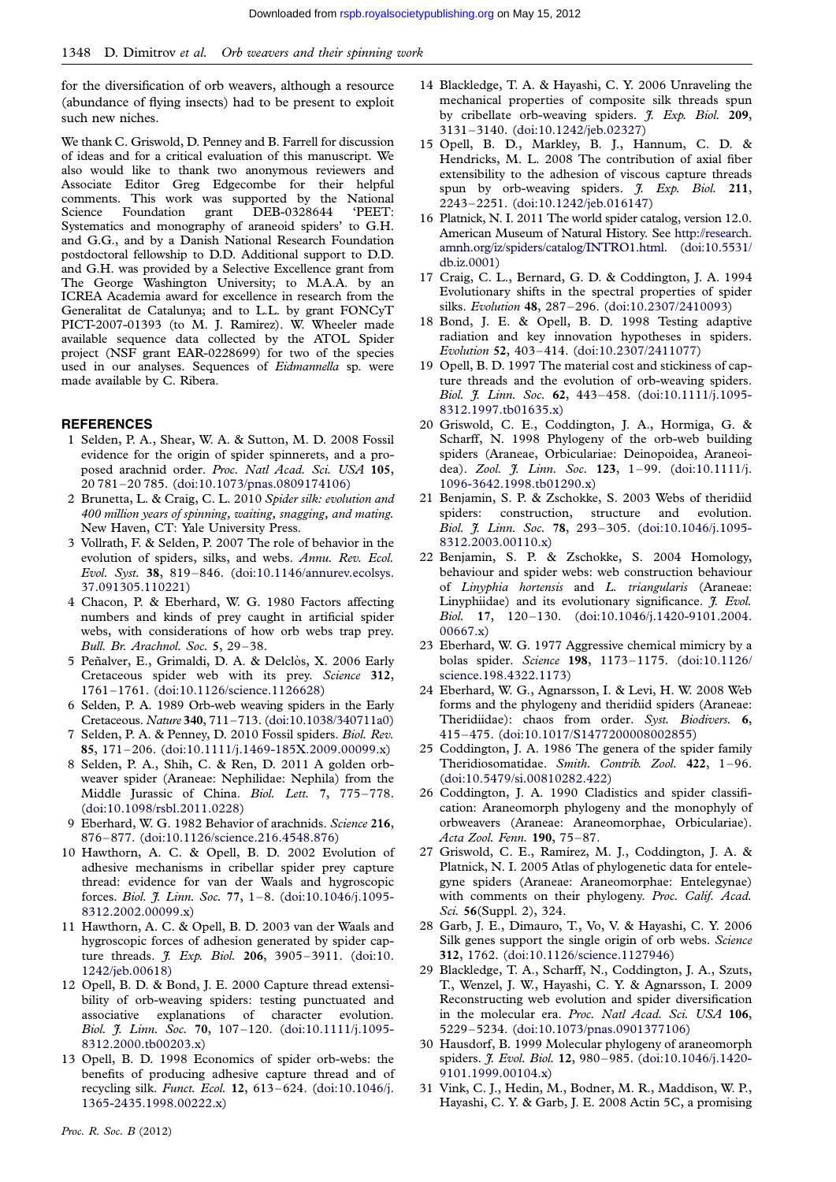for the diversification of orb weavers, although a resource (abundance of flying insects) had to be present to exploit such new niches.

We thank C. Griswold, D. Penney and B. Farrell for discussion of ideas and for a critical evaluation of this manuscript. We also would like to thank two anonymous reviewers and Associate Editor Greg Edgecombe for their helpful comments. This work was supported by the National Science Foundation grant DEB-0328644 'PEET: Systematics and monography of araneoid spiders' to G.H. and G.G., and by a Danish National Research Foundation postdoctoral fellowship to D.D. Additional support to D.D. and G.H. was provided by a Selective Excellence grant from The George Washington University; to M.A.A. by an ICREA Academia award for excellence in research from the Generalitat de Catalunya; and to L.L. by grant FONCyT PICT-2007-01393 (to M. J. Ramírez). W. Wheeler made available sequence data collected by the ATOL Spider project (NSF grant EAR-0228699) for two of the species used in our analyses. Sequences of *Eidmannella* sp. were made available by C. Ribera.

## REFERENCES

1. Selden, P. A., Shear, W. A. & Sutton, M. D. 2008 Fossil evidence for the origin of spider spinnerets, and a proposed arachnid order. *Proc. Natl Acad. Sci. USA* **105**, 20 781–20 785. (doi:10.1073/pnas.0809174106)
2. Brunetta, L. & Craig, C. L. 2010 *Spider silk: evolution and 400 million years of spinning, waiting, snagging, and mating.* New Haven, CT: Yale University Press.
3. Vollrath, F. & Selden, P. 2007 The role of behavior in the evolution of spiders, silks, and webs. *Annu. Rev. Ecol. Evol. Syst.* **38**, 819–846. (doi:10.1146/annurev.ecolsys.37.091305.110221)
4. Chacon, P. & Eberhard, W. G. 1980 Factors affecting numbers and kinds of prey caught in artificial spider webs, with considerations of how orb webs trap prey. *Bull. Br. Arachnol. Soc.* **5**, 29–38.
5. Peñalver, E., Grimaldi, D. A. & Delclòs, X. 2006 Early Cretaceous spider web with its prey. *Science* **312**, 1761–1761. (doi:10.1126/science.1126628)
6. Selden, P. A. 1989 Orb-web weaving spiders in the Early Cretaceous. *Nature* **340**, 711–713. (doi:10.1038/340711a0)
7. Selden, P. A. & Penney, D. 2010 Fossil spiders. *Biol. Rev.* **85**, 171–206. (doi:10.1111/j.1469-185X.2009.00099.x)
8. Selden, P. A., Shih, C. & Ren, D. 2011 A golden orb-weaver spider (Araneae: Nephilidae: Nephila) from the Middle Jurassic of China. *Biol. Lett.* **7**, 775–778. (doi:10.1098/rsbl.2011.0228)
9. Eberhard, W. G. 1982 Behavior of arachnids. *Science* **216**, 876–877. (doi:10.1126/science.216.4548.876)
10. Hawthorn, A. C. & Opell, B. D. 2002 Evolution of adhesive mechanisms in cribellar spider prey capture thread: evidence for van der Waals and hygroscopic forces. *Biol. J. Linn. Soc.* **77**, 1–8. (doi:10.1046/j.1095-8312.2002.00099.x)
11. Hawthorn, A. C. & Opell, B. D. 2003 van der Waals and hygroscopic forces of adhesion generated by spider capture threads. *J. Exp. Biol.* **206**, 3905–3911. (doi:10.1242/jeb.00618)
12. Opell, B. D. & Bond, J. E. 2000 Capture thread extensibility of orb-weaving spiders: testing punctuated and associative explanations of character evolution. *Biol. J. Linn. Soc.* **70**, 107–120. (doi:10.1111/j.1095-8312.2000.tb00203.x)
13. Opell, B. D. 1998 Economics of spider orb-webs: the benefits of producing adhesive capture thread and of recycling silk. *Funct. Ecol.* **12**, 613–624. (doi:10.1046/j.1365-2435.1998.00222.x)
14. Blackledge, T. A. & Hayashi, C. Y. 2006 Unraveling the mechanical properties of composite silk threads spun by cribellate orb-weaving spiders. *J. Exp. Biol.* **209**, 3131–3140. (doi:10.1242/jeb.02327)
15. Opell, B. D., Markley, B. J., Hannum, C. D. & Hendricks, M. L. 2008 The contribution of axial fiber extensibility to the adhesion of viscous capture threads spun by orb-weaving spiders. *J. Exp. Biol.* **211**, 2243–2251. (doi:10.1242/jeb.016147)
16. Platnick, N. I. 2011 The world spider catalog, version 12.0. American Museum of Natural History. See http://research.amnh.org/iz/spiders/catalog/INTRO1.html. (doi:10.5531/db.iz.0001)
17. Craig, C. L., Bernard, G. D. & Coddington, J. A. 1994 Evolutionary shifts in the spectral properties of spider silks. *Evolution* **48**, 287–296. (doi:10.2307/2410093)
18. Bond, J. E. & Opell, B. D. 1998 Testing adaptive radiation and key innovation hypotheses in spiders. *Evolution* **52**, 403–414. (doi:10.2307/2411077)
19. Opell, B. D. 1997 The material cost and stickiness of capture threads and the evolution of orb-weaving spiders. *Biol. J. Linn. Soc.* **62**, 443–458. (doi:10.1111/j.1095-8312.1997.tb01635.x)
20. Griswold, C. E., Coddington, J. A., Hormiga, G. & Scharff, N. 1998 Phylogeny of the orb-web building spiders (Araneae, Orbiculariae: Deinopoidea, Araneoidea). *Zool. J. Linn. Soc.* **123**, 1–99. (doi:10.1111/j.1096-3642.1998.tb01290.x)
21. Benjamin, S. P. & Zschokke, S. 2003 Webs of theridiid spiders: construction, structure and evolution. *Biol. J. Linn. Soc.* **78**, 293–305. (doi:10.1046/j.1095-8312.2003.00110.x)
22. Benjamin, S. P. & Zschokke, S. 2004 Homology, behaviour and spider webs: web construction behaviour of *Linyphia hortensis* and *L. triangularis* (Araneae: Linyphiidae) and its evolutionary significance. *J. Evol. Biol.* **17**, 120–130. (doi:10.1046/j.1420-9101.2004.00667.x)
23. Eberhard, W. G. 1977 Aggressive chemical mimicry by a bolas spider. *Science* **198**, 1173–1175. (doi:10.1126/science.198.4322.1173)
24. Eberhard, W. G., Agnarsson, I. & Levi, H. W. 2008 Web forms and the phylogeny and theridiid spiders (Araneae: Theridiidae): chaos from order. *Syst. Biodivers.* **6**, 415–475. (doi:10.1017/S1477200008002855)
25. Coddington, J. A. 1986 The genera of the spider family Theridiosomatidae. *Smith. Contrib. Zool.* **422**, 1–96. (doi:10.5479/si.00810282.422)
26. Coddington, J. A. 1990 Cladistics and spider classification: Araneomorph phylogeny and the monophyly of orbweavers (Araneae: Araneomorphae, Orbiculariae). *Acta Zool. Fenn.* **190**, 75–87.
27. Griswold, C. E., Ramírez, M. J., Coddington, J. A. & Platnick, N. I. 2005 Atlas of phylogenetic data for entelegyne spiders (Araneae: Araneomorphae: Entelegynae) with comments on their phylogeny. *Proc. Calif. Acad. Sci.* **56**(Suppl. 2), 324.
28. Garb, J. E., Dimauro, T., Vo, V. & Hayashi, C. Y. 2006 Silk genes support the single origin of orb webs. *Science* **312**, 1762. (doi:10.1126/science.1127946)
29. Blackledge, T. A., Scharff, N., Coddington, J. A., Szuts, T., Wenzel, J. W., Hayashi, C. Y. & Agnarsson, I. 2009 Reconstructing web evolution and spider diversification in the molecular era. *Proc. Natl Acad. Sci. USA* **106**, 5229–5234. (doi:10.1073/pnas.0901377106)
30. Hausdorf, B. 1999 Molecular phylogeny of araneomorph spiders. *J. Evol. Biol.* **12**, 980–985. (doi:10.1046/j.1420-9101.1999.00104.x)
31. Vink, C. J., Hedin, M., Bodner, M. R., Maddison, W. P., Hayashi, C. Y. & Garb, J. E. 2008 Actin 5C, a promising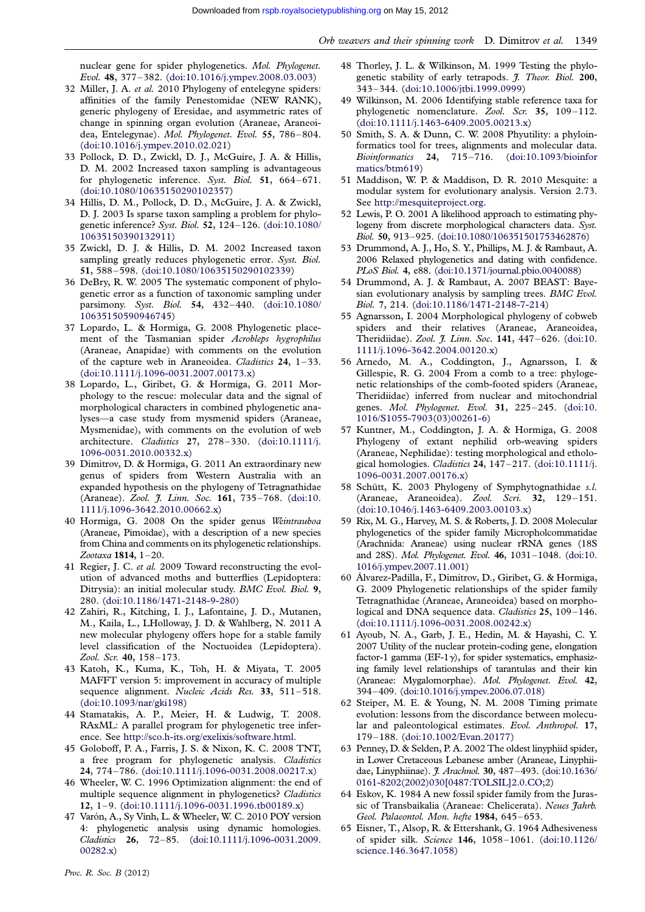nuclear gene for spider phylogenetics. *Mol. Phylogenet. Evol.* **48**, 377–382. (doi:10.1016/j.ympev.2008.03.003)

32 Miller, J. A. *et al.* 2010 Phylogeny of entelegyne spiders: affinities of the family Penestomidae (NEW RANK), generic phylogeny of Eresidae, and asymmetric rates of change in spinning organ evolution (Araneae, Araneoidea, Entelegynae). *Mol. Phylogenet. Evol.* **55**, 786–804. (doi:10.1016/j.ympev.2010.02.021)

33 Pollock, D. D., Zwickl, D. J., McGuire, J. A. & Hillis, D. M. 2002 Increased taxon sampling is advantageous for phylogenetic inference. *Syst. Biol.* **51**, 664–671. (doi:10.1080/10635150290102357)

34 Hillis, D. M., Pollock, D. D., McGuire, J. A. & Zwickl, D. J. 2003 Is sparse taxon sampling a problem for phylogenetic inference? *Syst. Biol.* **52**, 124–126. (doi:10.1080/10635150390132911)

35 Zwickl, D. J. & Hillis, D. M. 2002 Increased taxon sampling greatly reduces phylogenetic error. *Syst. Biol.* **51**, 588–598. (doi:10.1080/10635150290102339)

36 DeBry, R. W. 2005 The systematic component of phylogenetic error as a function of taxonomic sampling under parsimony. *Syst. Biol.* **54**, 432–440. (doi:10.1080/10635150590946745)

37 Lopardo, L. & Hormiga, G. 2008 Phylogenetic placement of the Tasmanian spider *Acrobleps hygrophilus* (Araneae, Anapidae) with comments on the evolution of the capture web in Araneoidea. *Cladistics* **24**, 1–33. (doi:10.1111/j.1096-0031.2007.00173.x)

38 Lopardo, L., Giribet, G. & Hormiga, G. 2011 Morphology to the rescue: molecular data and the signal of morphological characters in combined phylogenetic analyses—a case study from mysmenid spiders (Araneae, Mysmenidae), with comments on the evolution of web architecture. *Cladistics* **27**, 278–330. (doi:10.1111/j.1096-0031.2010.00332.x)

39 Dimitrov, D. & Hormiga, G. 2011 An extraordinary new genus of spiders from Western Australia with an expanded hypothesis on the phylogeny of Tetragnathidae (Araneae). *Zool. J. Linn. Soc.* **161**, 735–768. (doi:10.1111/j.1096-3642.2010.00662.x)

40 Hormiga, G. 2008 On the spider genus *Weintrauboa* (Araneae, Pimoidae), with a description of a new species from China and comments on its phylogenetic relationships. *Zootaxa* **1814**, 1–20.

41 Regier, J. C. *et al.* 2009 Toward reconstructing the evolution of advanced moths and butterflies (Lepidoptera: Ditrysia): an initial molecular study. *BMC Evol. Biol.* **9**, 280. (doi:10.1186/1471-2148-9-280)

42 Zahiri, R., Kitching, I. J., Lafontaine, J. D., Mutanen, M., Kaila, L., LHolloway, J. D. & Wahlberg, N. 2011 A new molecular phylogeny offers hope for a stable family level classification of the Noctuoidea (Lepidoptera). *Zool. Scr.* **40**, 158–173.

43 Katoh, K., Kuma, K., Toh, H. & Miyata, T. 2005 MAFFT version 5: improvement in accuracy of multiple sequence alignment. *Nucleic Acids Res.* **33**, 511–518. (doi:10.1093/nar/gki198)

44 Stamatakis, A. P., Meier, H. & Ludwig, T. 2008. RAxML: A parallel program for phylogenetic tree inference. See http://sco.h-its.org/exelixis/software.html.

45 Goloboff, P. A., Farris, J. S. & Nixon, K. C. 2008 TNT, a free program for phylogenetic analysis. *Cladistics* **24**, 774–786. (doi:10.1111/j.1096-0031.2008.00217.x)

46 Wheeler, W. C. 1996 Optimization alignment: the end of multiple sequence alignment in phylogenetics? *Cladistics* **12**, 1–9. (doi:10.1111/j.1096-0031.1996.tb00189.x)

47 Varón, A., Sy Vinh, L. & Wheeler, W. C. 2010 POY version 4: phylogenetic analysis using dynamic homologies. *Cladistics* **26**, 72–85. (doi:10.1111/j.1096-0031.2009.00282.x)

48 Thorley, J. L. & Wilkinson, M. 1999 Testing the phylogenetic stability of early tetrapods. *J. Theor. Biol.* **200**, 343–344. (doi:10.1006/jtbi.1999.0999)

49 Wilkinson, M. 2006 Identifying stable reference taxa for phylogenetic nomenclature. *Zool. Scr.* **35**, 109–112. (doi:10.1111/j.1463-6409.2005.00213.x)

50 Smith, S. A. & Dunn, C. W. 2008 Phyutility: a phyloinformatics tool for trees, alignments and molecular data. *Bioinformatics* **24**, 715–716. (doi:10.1093/bioinformatics/btm619)

51 Maddison, W. P. & Maddison, D. R. 2010 Mesquite: a modular system for evolutionary analysis. Version 2.73. See http://mesquiteproject.org.

52 Lewis, P. O. 2001 A likelihood approach to estimating phylogeny from discrete morphological characters data. *Syst. Biol.* **50**, 913–925. (doi:10.1080/106351501753462876)

53 Drummond, A. J., Ho, S. Y., Phillips, M. J. & Rambaut, A. 2006 Relaxed phylogenetics and dating with confidence. *PLoS Biol.* **4**, e88. (doi:10.1371/journal.pbio.0040088)

54 Drummond, A. J. & Rambaut, A. 2007 BEAST: Bayesian evolutionary analysis by sampling trees. *BMC Evol. Biol.* **7**, 214. (doi:10.1186/1471-2148-7-214)

55 Agnarsson, I. 2004 Morphological phylogeny of cobweb spiders and their relatives (Araneae, Araneoidea, Theridiidae). *Zool. J. Linn. Soc.* **141**, 447–626. (doi:10.1111/j.1096-3642.2004.00120.x)

56 Arnedo, M. A., Coddington, J., Agnarsson, I. & Gillespie, R. G. 2004 From a comb to a tree: phylogenetic relationships of the comb-footed spiders (Araneae, Theridiidae) inferred from nuclear and mitochondrial genes. *Mol. Phylogenet. Evol.* **31**, 225–245. (doi:10.1016/S1055-7903(03)00261-6)

57 Kuntner, M., Coddington, J. A. & Hormiga, G. 2008 Phylogeny of extant nephilid orb-weaving spiders (Araneae, Nephilidae): testing morphological and ethological homologies. *Cladistics* **24**, 147–217. (doi:10.1111/j.1096-0031.2007.00176.x)

58 Schütt, K. 2003 Phylogeny of Symphytognathidae *s.l.* (Araneae, Araneoidea). *Zool. Scri.* **32**, 129–151. (doi:10.1046/j.1463-6409.2003.00103.x)

59 Rix, M. G., Harvey, M. S. & Roberts, J. D. 2008 Molecular phylogenetics of the spider family Micropholcommatidae (Arachnida: Araneae) using nuclear rRNA genes (18S and 28S). *Mol. Phylogenet. Evol.* **46**, 1031–1048. (doi:10.1016/j.ympev.2007.11.001)

60 Álvarez-Padilla, F., Dimitrov, D., Giribet, G. & Hormiga, G. 2009 Phylogenetic relationships of the spider family Tetragnathidae (Araneae, Araneoidea) based on morphological and DNA sequence data. *Cladistics* **25**, 109–146. (doi:10.1111/j.1096-0031.2008.00242.x)

61 Ayoub, N. A., Garb, J. E., Hedin, M. & Hayashi, C. Y. 2007 Utility of the nuclear protein-coding gene, elongation factor-1 gamma (EF-1$\gamma$), for spider systematics, emphasizing family level relationships of tarantulas and their kin (Araneae: Mygalomorphae). *Mol. Phylogenet. Evol.* **42**, 394–409. (doi:10.1016/j.ympev.2006.07.018)

62 Steiper, M. E. & Young, N. M. 2008 Timing primate evolution: lessons from the discordance between molecular and paleontological estimates. *Evol. Anthropol.* **17**, 179–188. (doi:10.1002/Evan.20177)

63 Penney, D. & Selden, P. A. 2002 The oldest linyphiid spider, in Lower Cretaceous Lebanese amber (Araneae, Linyphiidae, Linyphiinae). *J. Arachnol.* **30**, 487–493. (doi:10.1636/0161-8202(2002)030[0487:TOLSIL]2.0.CO;2)

64 Eskov, K. 1984 A new fossil spider family from the Jurassic of Transbaikalia (Araneae: Chelicerata). *Neues Jahrb. Geol. Palaeontol. Mon. hefte* **1984**, 645–653.

65 Eisner, T., Alsop, R. & Ettershank, G. 1964 Adhesiveness of spider silk. *Science* **146**, 1058–1061. (doi:10.1126/science.146.3647.1058)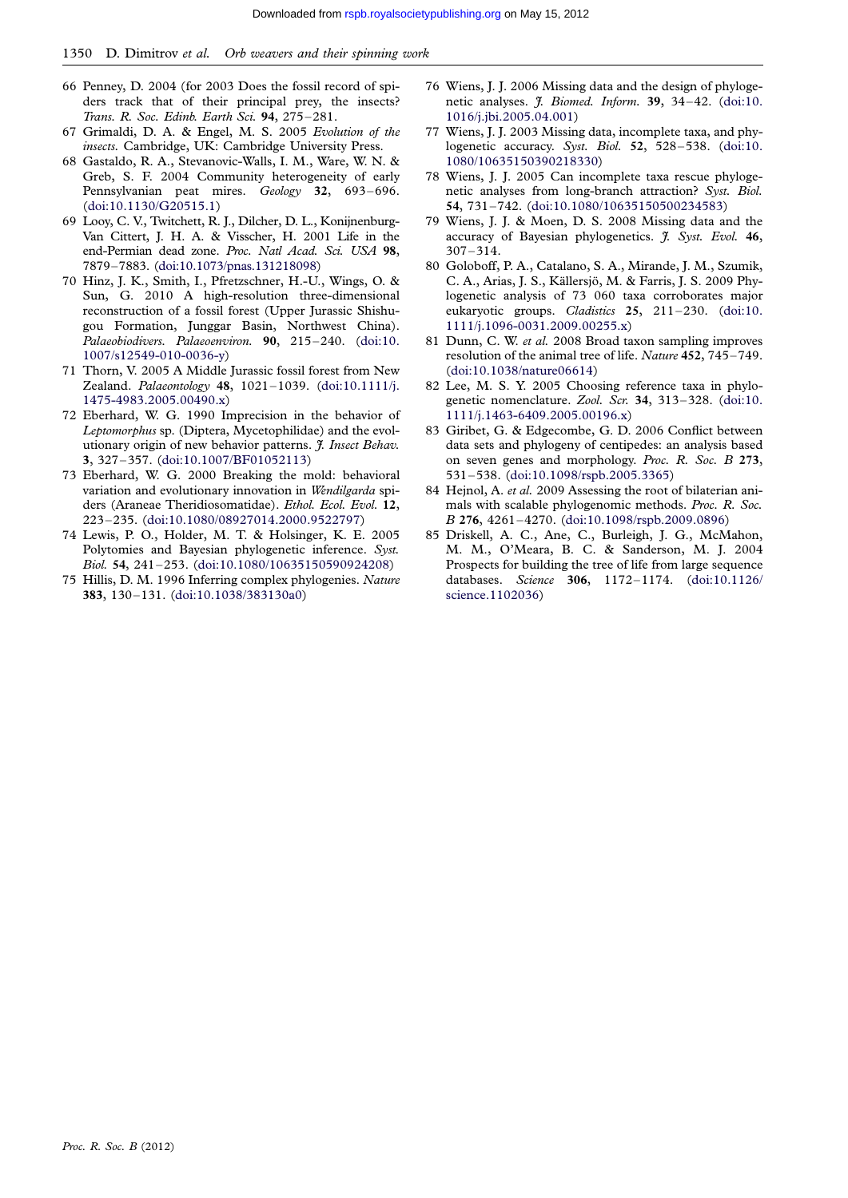66 Penney, D. 2004 (for 2003 Does the fossil record of spiders track that of their principal prey, the insects? *Trans. R. Soc. Edinb. Earth Sci.* **94**, 275–281.

67 Grimaldi, D. A. & Engel, M. S. 2005 *Evolution of the insects*. Cambridge, UK: Cambridge University Press.

68 Gastaldo, R. A., Stevanovic-Walls, I. M., Ware, W. N. & Greb, S. F. 2004 Community heterogeneity of early Pennsylvanian peat mires. *Geology* **32**, 693–696. (doi:10.1130/G20515.1)

69 Looy, C. V., Twitchett, R. J., Dilcher, D. L., Konijnenburg-Van Cittert, J. H. A. & Visscher, H. 2001 Life in the end-Permian dead zone. *Proc. Natl Acad. Sci. USA* **98**, 7879–7883. (doi:10.1073/pnas.131218098)

70 Hinz, J. K., Smith, I., Pfretzschner, H.-U., Wings, O. & Sun, G. 2010 A high-resolution three-dimensional reconstruction of a fossil forest (Upper Jurassic Shishugou Formation, Junggar Basin, Northwest China). *Palaeobiodivers. Palaeoenviron.* **90**, 215–240. (doi:10.1007/s12549-010-0036-y)

71 Thorn, V. 2005 A Middle Jurassic fossil forest from New Zealand. *Palaeontology* **48**, 1021–1039. (doi:10.1111/j.1475-4983.2005.00490.x)

72 Eberhard, W. G. 1990 Imprecision in the behavior of *Leptomorphus* sp. (Diptera, Mycetophilidae) and the evolutionary origin of new behavior patterns. *J. Insect Behav.* **3**, 327–357. (doi:10.1007/BF01052113)

73 Eberhard, W. G. 2000 Breaking the mold: behavioral variation and evolutionary innovation in *Wendilgarda* spiders (Araneae Theridiosomatidae). *Ethol. Ecol. Evol.* **12**, 223–235. (doi:10.1080/08927014.2000.9522797)

74 Lewis, P. O., Holder, M. T. & Holsinger, K. E. 2005 Polytomies and Bayesian phylogenetic inference. *Syst. Biol.* **54**, 241–253. (doi:10.1080/10635150590924208)

75 Hillis, D. M. 1996 Inferring complex phylogenies. *Nature* **383**, 130–131. (doi:10.1038/383130a0)

76 Wiens, J. J. 2006 Missing data and the design of phylogenetic analyses. *J. Biomed. Inform.* **39**, 34–42. (doi:10.1016/j.jbi.2005.04.001)

77 Wiens, J. J. 2003 Missing data, incomplete taxa, and phylogenetic accuracy. *Syst. Biol.* **52**, 528–538. (doi:10.1080/10635150390218330)

78 Wiens, J. J. 2005 Can incomplete taxa rescue phylogenetic analyses from long-branch attraction? *Syst. Biol.* **54**, 731–742. (doi:10.1080/10635150500234583)

79 Wiens, J. J. & Moen, D. S. 2008 Missing data and the accuracy of Bayesian phylogenetics. *J. Syst. Evol.* **46**, 307–314.

80 Goloboff, P. A., Catalano, S. A., Mirande, J. M., Szumik, C. A., Arias, J. S., Källersjö, M. & Farris, J. S. 2009 Phylogenetic analysis of 73 060 taxa corroborates major eukaryotic groups. *Cladistics* **25**, 211–230. (doi:10.1111/j.1096-0031.2009.00255.x)

81 Dunn, C. W. *et al.* 2008 Broad taxon sampling improves resolution of the animal tree of life. *Nature* **452**, 745–749. (doi:10.1038/nature06614)

82 Lee, M. S. Y. 2005 Choosing reference taxa in phylogenetic nomenclature. *Zool. Scr.* **34**, 313–328. (doi:10.1111/j.1463-6409.2005.00196.x)

83 Giribet, G. & Edgecombe, G. D. 2006 Conflict between data sets and phylogeny of centipedes: an analysis based on seven genes and morphology. *Proc. R. Soc. B* **273**, 531–538. (doi:10.1098/rspb.2005.3365)

84 Hejnol, A. *et al.* 2009 Assessing the root of bilaterian animals with scalable phylogenomic methods. *Proc. R. Soc. B* **276**, 4261–4270. (doi:10.1098/rspb.2009.0896)

85 Driskell, A. C., Ane, C., Burleigh, J. G., McMahon, M. M., O'Meara, B. C. & Sanderson, M. J. 2004 Prospects for building the tree of life from large sequence databases. *Science* **306**, 1172–1174. (doi:10.1126/science.1102036)